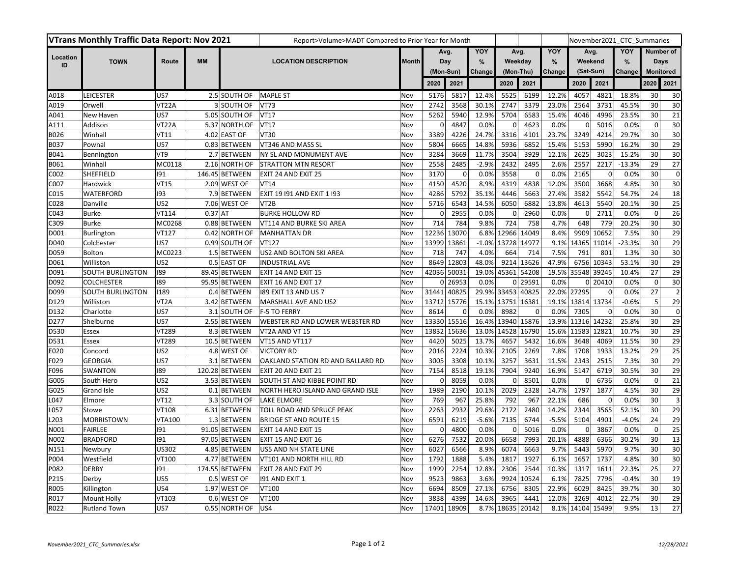| VTrans Monthly Traffic Data Report: Nov 2021 | | | | | Report>Volume>MADT Compared to Prior Year for Month | | | | | | | | November2021_CTC_Summaries | | | | |
|---|---|---|---|---|---|---|---|---|---|---|---|---|---|---|---|---|---|
| Location ID | TOWN | Route | MM | LOCATION DESCRIPTION | | Month | Avg. Day (Mon-Sun) | | YOY % Change | Avg. Weekday (Mon-Thu) | | YOY % Change | Avg. Weekend (Sat-Sun) | | YOY % Change | Number of Days Monitored | |
| | | | | | | | 2020 | 2021 | | 2020 | 2021 | | 2020 | 2021 | | 2020 | 2021 |
| A018 | LEICESTER | US7 | 2.5 | SOUTH OF | MAPLE ST | Nov | 5176 | 5817 | 12.4% | 5525 | 6199 | 12.2% | 4057 | 4821 | 18.8% | 30 | 30 |
| A019 | Orwell | VT22A | 3 | SOUTH OF | VT73 | Nov | 2742 | 3568 | 30.1% | 2747 | 3379 | 23.0% | 2564 | 3731 | 45.5% | 30 | 30 |
| A041 | New Haven | US7 | 5.05 | SOUTH OF | VT17 | Nov | 5262 | 5940 | 12.9% | 5704 | 6583 | 15.4% | 4046 | 4996 | 23.5% | 30 | 21 |
| A111 | Addison | VT22A | 5.37 | NORTH OF | VT17 | Nov | 0 | 4847 | 0.0% | 0 | 4623 | 0.0% | 0 | 5016 | 0.0% | 0 | 30 |
| B026 | Winhall | VT11 | 4.02 | EAST OF | VT30 | Nov | 3389 | 4226 | 24.7% | 3316 | 4101 | 23.7% | 3249 | 4214 | 29.7% | 30 | 30 |
| B037 | Pownal | US7 | 0.83 | BETWEEN | VT346 AND MASS SL | Nov | 5804 | 6665 | 14.8% | 5936 | 6852 | 15.4% | 5153 | 5990 | 16.2% | 30 | 29 |
| B041 | Bennington | VT9 | 2.7 | BETWEEN | NY SL AND MONUMENT AVE | Nov | 3284 | 3669 | 11.7% | 3504 | 3929 | 12.1% | 2625 | 3023 | 15.2% | 30 | 30 |
| B061 | Winhall | MC0118 | 2.16 | NORTH OF | STRATTON MTN RESORT | Nov | 2558 | 2485 | -2.9% | 2432 | 2495 | 2.6% | 2557 | 2217 | -13.3% | 29 | 27 |
| C002 | SHEFFIELD | I91 | 146.45 | BETWEEN | EXIT 24 AND EXIT 25 | Nov | 3170 | 0 | 0.0% | 3558 | 0 | 0.0% | 2165 | 0 | 0.0% | 30 | 0 |
| C007 | Hardwick | VT15 | 2.09 | WEST OF | VT14 | Nov | 4150 | 4520 | 8.9% | 4319 | 4838 | 12.0% | 3500 | 3668 | 4.8% | 30 | 30 |
| C015 | WATERFORD | I93 | 7.9 | BETWEEN | EXIT 19 I91 AND EXIT 1 I93 | Nov | 4286 | 5792 | 35.1% | 4446 | 5663 | 27.4% | 3582 | 5542 | 54.7% | 24 | 18 |
| C028 | Danville | US2 | 7.06 | WEST OF | VT2B | Nov | 5716 | 6543 | 14.5% | 6050 | 6882 | 13.8% | 4613 | 5540 | 20.1% | 30 | 25 |
| C043 | Burke | VT114 | 0.37 | AT | BURKE HOLLOW RD | Nov | 0 | 2955 | 0.0% | 0 | 2960 | 0.0% | 0 | 2711 | 0.0% | 0 | 26 |
| C309 | Burke | MC0268 | 0.88 | BETWEEN | VT114 AND BURKE SKI AREA | Nov | 714 | 784 | 9.8% | 724 | 758 | 4.7% | 648 | 779 | 20.2% | 30 | 30 |
| D001 | Burlington | VT127 | 0.42 | NORTH OF | MANHATTAN DR | Nov | 12236 | 13070 | 6.8% | 12966 | 14049 | 8.4% | 9909 | 10652 | 7.5% | 30 | 29 |
| D040 | Colchester | US7 | 0.99 | SOUTH OF | VT127 | Nov | 13999 | 13861 | -1.0% | 13728 | 14977 | 9.1% | 14365 | 11014 | -23.3% | 30 | 29 |
| D059 | Bolton | MC0223 | 1.5 | BETWEEN | US2 AND BOLTON SKI AREA | Nov | 718 | 747 | 4.0% | 664 | 714 | 7.5% | 791 | 801 | 1.3% | 30 | 30 |
| D061 | Williston | US2 | 0.5 | EAST OF | INDUSTRIAL AVE | Nov | 8649 | 12803 | 48.0% | 9214 | 13626 | 47.9% | 6756 | 10343 | 53.1% | 30 | 29 |
| D091 | SOUTH BURLINGTON | I89 | 89.45 | BETWEEN | EXIT 14 AND EXIT 15 | Nov | 42036 | 50031 | 19.0% | 45361 | 54208 | 19.5% | 35548 | 39245 | 10.4% | 27 | 29 |
| D092 | COLCHESTER | I89 | 95.95 | BETWEEN | EXIT 16 AND EXIT 17 | Nov | 0 | 26953 | 0.0% | 0 | 29591 | 0.0% | 0 | 20410 | 0.0% | 0 | 30 |
| D099 | SOUTH BURLINGTON | I189 | 0.4 | BETWEEN | I89 EXIT 13 AND US 7 | Nov | 31441 | 40825 | 29.9% | 33453 | 40825 | 22.0% | 27295 | 0 | 0.0% | 27 | 2 |
| D129 | Williston | VT2A | 3.42 | BETWEEN | MARSHALL AVE AND US2 | Nov | 13712 | 15776 | 15.1% | 13751 | 16381 | 19.1% | 13814 | 13734 | -0.6% | 5 | 29 |
| D132 | Charlotte | US7 | 3.1 | SOUTH OF | F-5 TO FERRY | Nov | 8614 | 0 | 0.0% | 8982 | 0 | 0.0% | 7305 | 0 | 0.0% | 30 | 0 |
| D277 | Shelburne | US7 | 2.55 | BETWEEN | WEBSTER RD AND LOWER WEBSTER RD | Nov | 13330 | 15516 | 16.4% | 13940 | 15876 | 13.9% | 11316 | 14232 | 25.8% | 30 | 29 |
| D530 | Essex | VT289 | 8.3 | BETWEEN | VT2A AND VT 15 | Nov | 13832 | 15636 | 13.0% | 14528 | 16790 | 15.6% | 11583 | 12821 | 10.7% | 30 | 29 |
| D531 | Essex | VT289 | 10.5 | BETWEEN | VT15 AND VT117 | Nov | 4420 | 5025 | 13.7% | 4657 | 5432 | 16.6% | 3648 | 4069 | 11.5% | 30 | 29 |
| E020 | Concord | US2 | 4.8 | WEST OF | VICTORY RD | Nov | 2016 | 2224 | 10.3% | 2105 | 2269 | 7.8% | 1708 | 1933 | 13.2% | 29 | 25 |
| F029 | GEORGIA | US7 | 3.1 | BETWEEN | OAKLAND STATION RD AND BALLARD RD | Nov | 3005 | 3308 | 10.1% | 3257 | 3631 | 11.5% | 2343 | 2515 | 7.3% | 30 | 29 |
| F096 | SWANTON | I89 | 120.28 | BETWEEN | EXIT 20 AND EXIT 21 | Nov | 7154 | 8518 | 19.1% | 7904 | 9240 | 16.9% | 5147 | 6719 | 30.5% | 30 | 29 |
| G005 | South Hero | US2 | 3.53 | BETWEEN | SOUTH ST AND KIBBE POINT RD | Nov | 0 | 8059 | 0.0% | 0 | 8501 | 0.0% | 0 | 6736 | 0.0% | 0 | 21 |
| G025 | Grand Isle | US2 | 0.1 | BETWEEN | NORTH HERO ISLAND AND GRAND ISLE | Nov | 1989 | 2190 | 10.1% | 2029 | 2328 | 14.7% | 1797 | 1877 | 4.5% | 30 | 29 |
| L047 | Elmore | VT12 | 3.3 | SOUTH OF | LAKE ELMORE | Nov | 769 | 967 | 25.8% | 792 | 967 | 22.1% | 686 | 0 | 0.0% | 30 | 3 |
| L057 | Stowe | VT108 | 6.31 | BETWEEN | TOLL ROAD AND SPRUCE PEAK | Nov | 2263 | 2932 | 29.6% | 2172 | 2480 | 14.2% | 2344 | 3565 | 52.1% | 30 | 29 |
| L203 | MORRISTOWN | VTA100 | 1.3 | BETWEEN | BRIDGE ST AND ROUTE 15 | Nov | 6591 | 6219 | -5.6% | 7135 | 6744 | -5.5% | 5104 | 4901 | -4.0% | 24 | 29 |
| N001 | FAIRLEE | I91 | 91.05 | BETWEEN | EXIT 14 AND EXIT 15 | Nov | 0 | 4800 | 0.0% | 0 | 5016 | 0.0% | 0 | 3867 | 0.0% | 0 | 25 |
| N002 | BRADFORD | I91 | 97.05 | BETWEEN | EXIT 15 AND EXIT 16 | Nov | 6276 | 7532 | 20.0% | 6658 | 7993 | 20.1% | 4888 | 6366 | 30.2% | 30 | 13 |
| N151 | Newbury | US302 | 4.85 | BETWEEN | US5 AND NH STATE LINE | Nov | 6027 | 6566 | 8.9% | 6074 | 6663 | 9.7% | 5443 | 5970 | 9.7% | 30 | 30 |
| P004 | Westfield | VT100 | 4.77 | BETWEEN | VT101 AND NORTH HILL RD | Nov | 1792 | 1888 | 5.4% | 1817 | 1927 | 6.1% | 1657 | 1737 | 4.8% | 30 | 30 |
| P082 | DERBY | I91 | 174.55 | BETWEEN | EXIT 28 AND EXIT 29 | Nov | 1999 | 2254 | 12.8% | 2306 | 2544 | 10.3% | 1317 | 1611 | 22.3% | 25 | 27 |
| P215 | Derby | US5 | 0.5 | WEST OF | I91 AND EXIT 1 | Nov | 9523 | 9863 | 3.6% | 9924 | 10524 | 6.1% | 7825 | 7796 | -0.4% | 30 | 19 |
| R005 | Killington | US4 | 1.97 | WEST OF | VT100 | Nov | 6694 | 8509 | 27.1% | 6756 | 8305 | 22.9% | 6029 | 8425 | 39.7% | 30 | 30 |
| R017 | Mount Holly | VT103 | 0.6 | WEST OF | VT100 | Nov | 3838 | 4399 | 14.6% | 3965 | 4441 | 12.0% | 3269 | 4012 | 22.7% | 30 | 29 |
| R022 | Rutland Town | US7 | 0.55 | NORTH OF | US4 | Nov | 17401 | 18909 | 8.7% | 18635 | 20142 | 8.1% | 14104 | 15499 | 9.9% | 13 | 27 |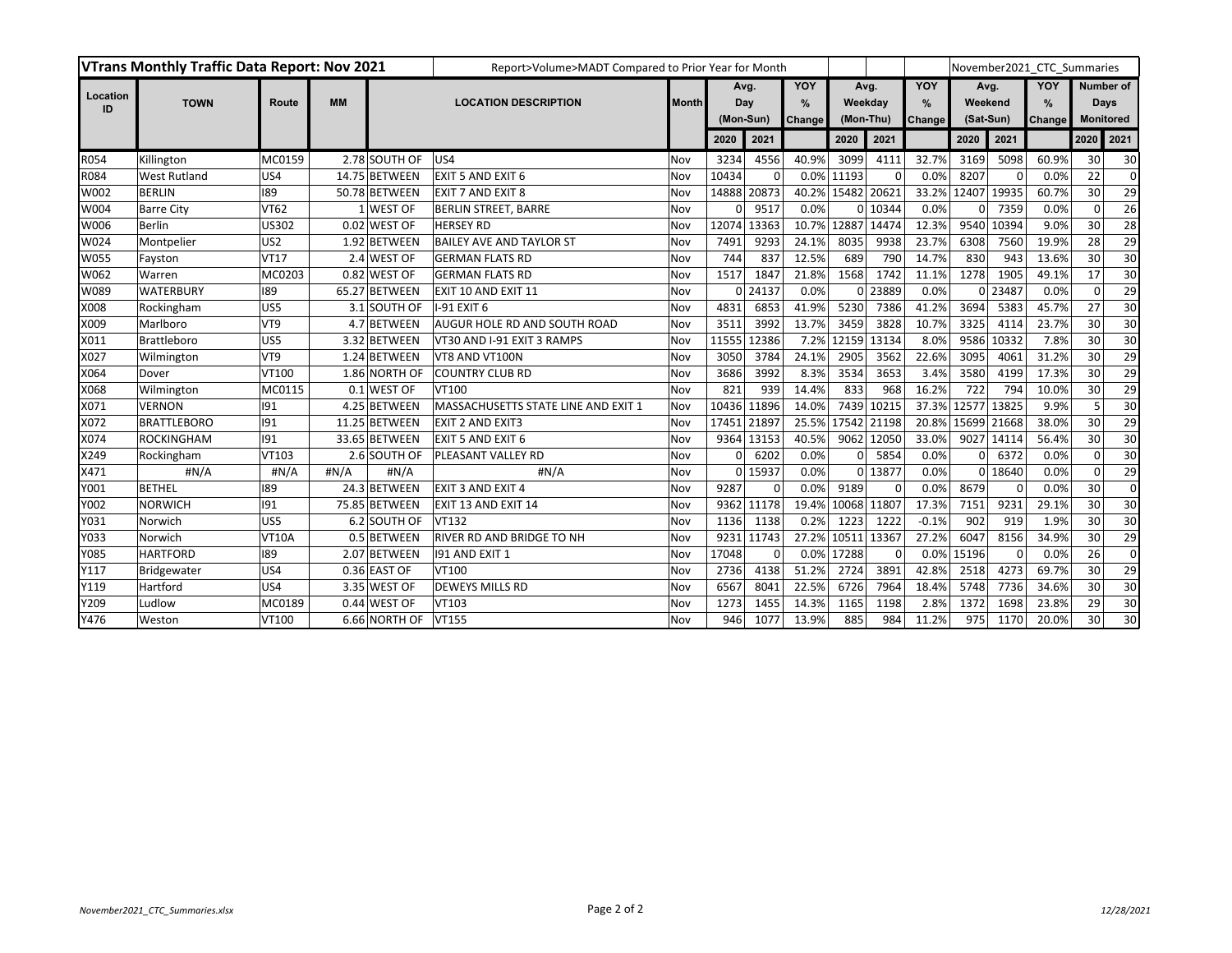| VTrans Monthly Traffic Data Report: Nov 2021 | | | | | Report>Volume>MADT Compared to Prior Year for Month | | | | | | | | November2021_CTC_Summaries | | | | |
|---|---|---|---|---|---|---|---|---|---|---|---|---|---|---|---|---|---|
| Location ID | TOWN | Route | MM | LOCATION DESCRIPTION | | Month | Avg. Day (Mon-Sun) | | YOY % Change | Avg. Weekday (Mon-Thu) | | YOY % Change | Avg. Weekend (Sat-Sun) | | YOY % Change | Number of Days Monitored | |
| | | | | | | | 2020 | 2021 | | 2020 | 2021 | | 2020 | 2021 | | 2020 | 2021 |
| R054 | Killington | MC0159 | 2.78 | SOUTH OF | US4 | Nov | 3234 | 4556 | 40.9% | 3099 | 4111 | 32.7% | 3169 | 5098 | 60.9% | 30 | 30 |
| R084 | West Rutland | US4 | 14.75 | BETWEEN | EXIT 5 AND EXIT 6 | Nov | 10434 | 0 | 0.0% | 11193 | 0 | 0.0% | 8207 | 0 | 0.0% | 22 | 0 |
| W002 | BERLIN | I89 | 50.78 | BETWEEN | EXIT 7 AND EXIT 8 | Nov | 14888 | 20873 | 40.2% | 15482 | 20621 | 33.2% | 12407 | 19935 | 60.7% | 30 | 29 |
| W004 | Barre City | VT62 | 1 | WEST OF | BERLIN STREET, BARRE | Nov | 0 | 9517 | 0.0% | 0 | 10344 | 0.0% | 0 | 7359 | 0.0% | 0 | 26 |
| W006 | Berlin | US302 | 0.02 | WEST OF | HERSEY RD | Nov | 12074 | 13363 | 10.7% | 12887 | 14474 | 12.3% | 9540 | 10394 | 9.0% | 30 | 28 |
| W024 | Montpelier | US2 | 1.92 | BETWEEN | BAILEY AVE AND TAYLOR ST | Nov | 7491 | 9293 | 24.1% | 8035 | 9938 | 23.7% | 6308 | 7560 | 19.9% | 28 | 29 |
| W055 | Fayston | VT17 | 2.4 | WEST OF | GERMAN FLATS RD | Nov | 744 | 837 | 12.5% | 689 | 790 | 14.7% | 830 | 943 | 13.6% | 30 | 30 |
| W062 | Warren | MC0203 | 0.82 | WEST OF | GERMAN FLATS RD | Nov | 1517 | 1847 | 21.8% | 1568 | 1742 | 11.1% | 1278 | 1905 | 49.1% | 17 | 30 |
| W089 | WATERBURY | I89 | 65.27 | BETWEEN | EXIT 10 AND EXIT 11 | Nov | 0 | 24137 | 0.0% | 0 | 23889 | 0.0% | 0 | 23487 | 0.0% | 0 | 29 |
| X008 | Rockingham | US5 | 3.1 | SOUTH OF | I-91 EXIT 6 | Nov | 4831 | 6853 | 41.9% | 5230 | 7386 | 41.2% | 3694 | 5383 | 45.7% | 27 | 30 |
| X009 | Marlboro | VT9 | 4.7 | BETWEEN | AUGUR HOLE RD AND SOUTH ROAD | Nov | 3511 | 3992 | 13.7% | 3459 | 3828 | 10.7% | 3325 | 4114 | 23.7% | 30 | 30 |
| X011 | Brattleboro | US5 | 3.32 | BETWEEN | VT30 AND I-91 EXIT 3 RAMPS | Nov | 11555 | 12386 | 7.2% | 12159 | 13134 | 8.0% | 9586 | 10332 | 7.8% | 30 | 30 |
| X027 | Wilmington | VT9 | 1.24 | BETWEEN | VT8 AND VT100N | Nov | 3050 | 3784 | 24.1% | 2905 | 3562 | 22.6% | 3095 | 4061 | 31.2% | 30 | 29 |
| X064 | Dover | VT100 | 1.86 | NORTH OF | COUNTRY CLUB RD | Nov | 3686 | 3992 | 8.3% | 3534 | 3653 | 3.4% | 3580 | 4199 | 17.3% | 30 | 29 |
| X068 | Wilmington | MC0115 | 0.1 | WEST OF | VT100 | Nov | 821 | 939 | 14.4% | 833 | 968 | 16.2% | 722 | 794 | 10.0% | 30 | 29 |
| X071 | VERNON | I91 | 4.25 | BETWEEN | MASSACHUSETTS STATE LINE AND EXIT 1 | Nov | 10436 | 11896 | 14.0% | 7439 | 10215 | 37.3% | 12577 | 13825 | 9.9% | 5 | 30 |
| X072 | BRATTLEBORO | I91 | 11.25 | BETWEEN | EXIT 2 AND EXIT3 | Nov | 17451 | 21897 | 25.5% | 17542 | 21198 | 20.8% | 15699 | 21668 | 38.0% | 30 | 29 |
| X074 | ROCKINGHAM | I91 | 33.65 | BETWEEN | EXIT 5 AND EXIT 6 | Nov | 9364 | 13153 | 40.5% | 9062 | 12050 | 33.0% | 9027 | 14114 | 56.4% | 30 | 30 |
| X249 | Rockingham | VT103 | 2.6 | SOUTH OF | PLEASANT VALLEY RD | Nov | 0 | 6202 | 0.0% | 0 | 5854 | 0.0% | 0 | 6372 | 0.0% | 0 | 30 |
| X471 | #N/A | #N/A | #N/A | #N/A | #N/A | Nov | 0 | 15937 | 0.0% | 0 | 13877 | 0.0% | 0 | 18640 | 0.0% | 0 | 29 |
| Y001 | BETHEL | I89 | 24.3 | BETWEEN | EXIT 3 AND EXIT 4 | Nov | 9287 | 0 | 0.0% | 9189 | 0 | 0.0% | 8679 | 0 | 0.0% | 30 | 0 |
| Y002 | NORWICH | I91 | 75.85 | BETWEEN | EXIT 13 AND EXIT 14 | Nov | 9362 | 11178 | 19.4% | 10068 | 11807 | 17.3% | 7151 | 9231 | 29.1% | 30 | 30 |
| Y031 | Norwich | US5 | 6.2 | SOUTH OF | VT132 | Nov | 1136 | 1138 | 0.2% | 1223 | 1222 | -0.1% | 902 | 919 | 1.9% | 30 | 30 |
| Y033 | Norwich | VT10A | 0.5 | BETWEEN | RIVER RD AND BRIDGE TO NH | Nov | 9231 | 11743 | 27.2% | 10511 | 13367 | 27.2% | 6047 | 8156 | 34.9% | 30 | 29 |
| Y085 | HARTFORD | I89 | 2.07 | BETWEEN | I91 AND EXIT 1 | Nov | 17048 | 0 | 0.0% | 17288 | 0 | 0.0% | 15196 | 0 | 0.0% | 26 | 0 |
| Y117 | Bridgewater | US4 | 0.36 | EAST OF | VT100 | Nov | 2736 | 4138 | 51.2% | 2724 | 3891 | 42.8% | 2518 | 4273 | 69.7% | 30 | 29 |
| Y119 | Hartford | US4 | 3.35 | WEST OF | DEWEYS MILLS RD | Nov | 6567 | 8041 | 22.5% | 6726 | 7964 | 18.4% | 5748 | 7736 | 34.6% | 30 | 30 |
| Y209 | Ludlow | MC0189 | 0.44 | WEST OF | VT103 | Nov | 1273 | 1455 | 14.3% | 1165 | 1198 | 2.8% | 1372 | 1698 | 23.8% | 29 | 30 |
| Y476 | Weston | VT100 | 6.66 | NORTH OF | VT155 | Nov | 946 | 1077 | 13.9% | 885 | 984 | 11.2% | 975 | 1170 | 20.0% | 30 | 30 |

*November2021_CTC_Summaries.xlsx*

*12/28/2021*